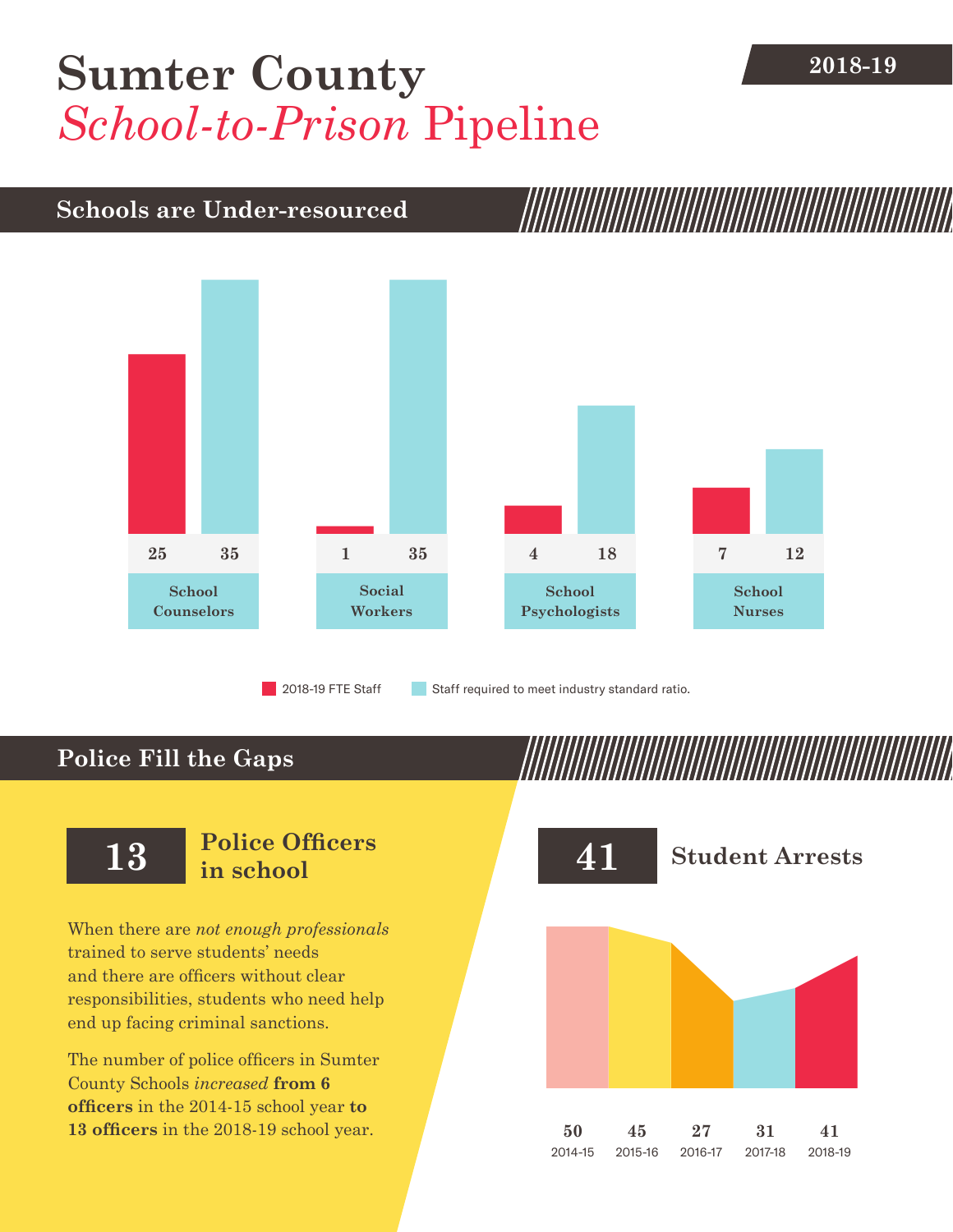# Sumter County *School-to-Prison* Pipeline

**2018-19**

## Schools are Under-resourced

| | 2018-19 FTE Staff | Staff required to meet industry standard ratio. |
|---|---|---|
| School Counselors | 25 | 35 |
| Social Workers | 1 | 35 |
| School Psychologists | 4 | 18 |
| School Nurses | 7 | 12 |

## Police Fill the Gaps

### 13 Police Officers in school

When there are *not enough professionals* trained to serve students' needs and there are officers without clear responsibilities, students who need help end up facing criminal sanctions.

The number of police officers in Sumter County Schools *increased* **from 6 officers** in the 2014-15 school year **to 13 officers** in the 2018-19 school year.

### 41 Student Arrests

| 2014-15 | 2015-16 | 2016-17 | 2017-18 | 2018-19 |
|---|---|---|---|---|
| 50 | 45 | 27 | 31 | 41 |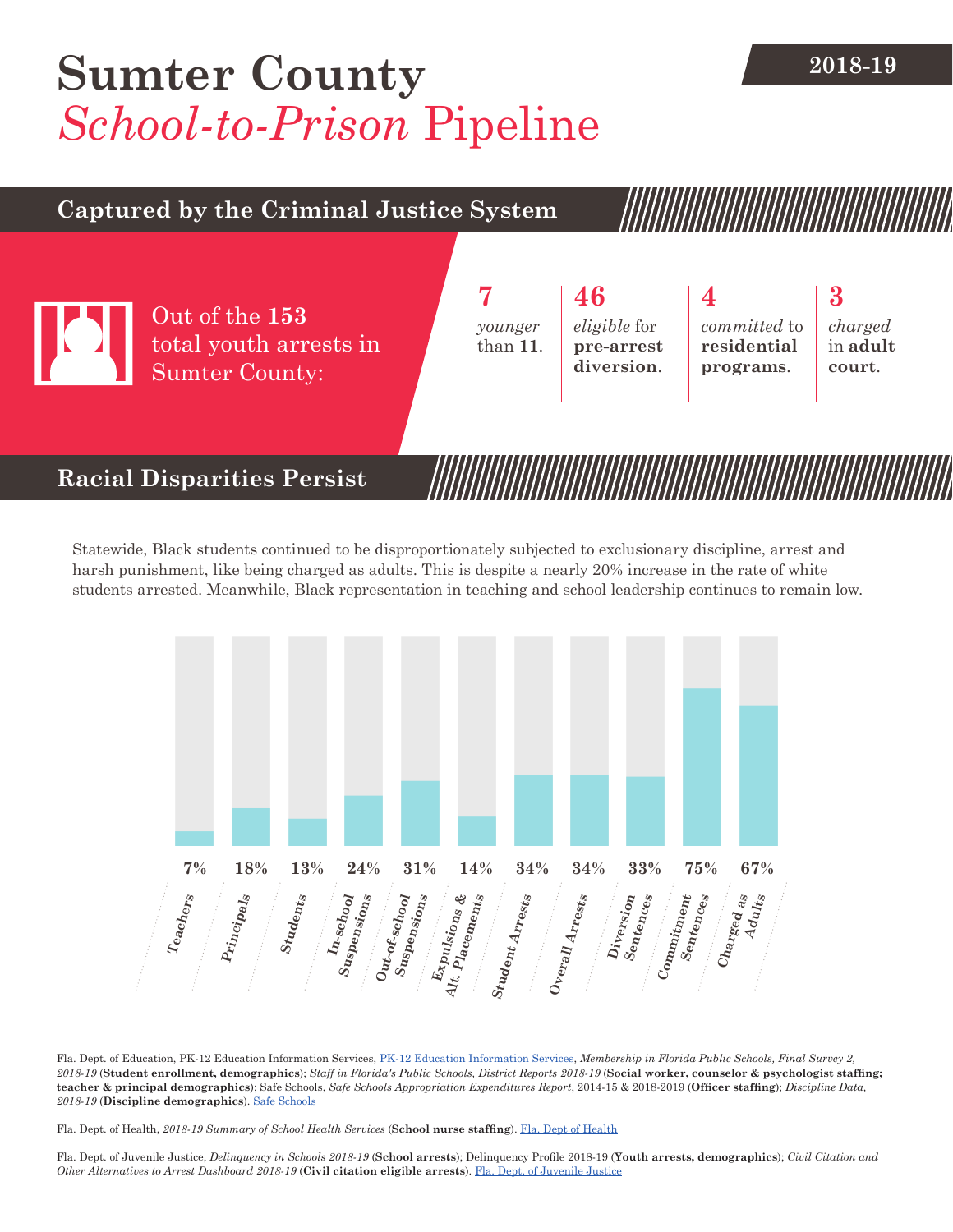# Sumter County
# *School-to-Prison* Pipeline

2018-19

## Captured by the Criminal Justice System

Out of the **153** total youth arrests in Sumter County:

**7** *younger* than **11**.

**46** *eligible* for **pre-arrest diversion**.

**4** *committed* to **residential programs**.

**3** *charged* in **adult court**.

## Racial Disparities Persist

Statewide, Black students continued to be disproportionately subjected to exclusionary discipline, arrest and harsh punishment, like being charged as adults. This is despite a nearly 20% increase in the rate of white students arrested. Meanwhile, Black representation in teaching and school leadership continues to remain low.

7%
Teachers

18%
Principals

13%
Students

24%
In-school Suspensions

31%
Out-of-school Suspensions

14%
Expulsions & Alt. Placements

34%
Student Arrests

34%
Overall Arrests

33%
Diversion Sentences

75%
Commitment Sentences

67%
Charged as Adults

Fla. Dept. of Education, PK-12 Education Information Services, PK-12 Education Information Services, *Membership in Florida Public Schools, Final Survey 2, 2018-19* (**Student enrollment, demographics**); *Staff in Florida's Public Schools, District Reports 2018-19* (**Social worker, counselor & psychologist staffing; teacher & principal demographics**); Safe Schools, *Safe Schools Appropriation Expenditures Report*, 2014-15 & 2018-2019 (**Officer staffing**); *Discipline Data, 2018-19* (**Discipline demographics**). Safe Schools

Fla. Dept. of Health, *2018-19 Summary of School Health Services* (**School nurse staffing**). Fla. Dept of Health

Fla. Dept. of Juvenile Justice, *Delinquency in Schools 2018-19* (**School arrests**); Delinquency Profile 2018-19 (**Youth arrests, demographics**); *Civil Citation and Other Alternatives to Arrest Dashboard 2018-19* (**Civil citation eligible arrests**). Fla. Dept. of Juvenile Justice